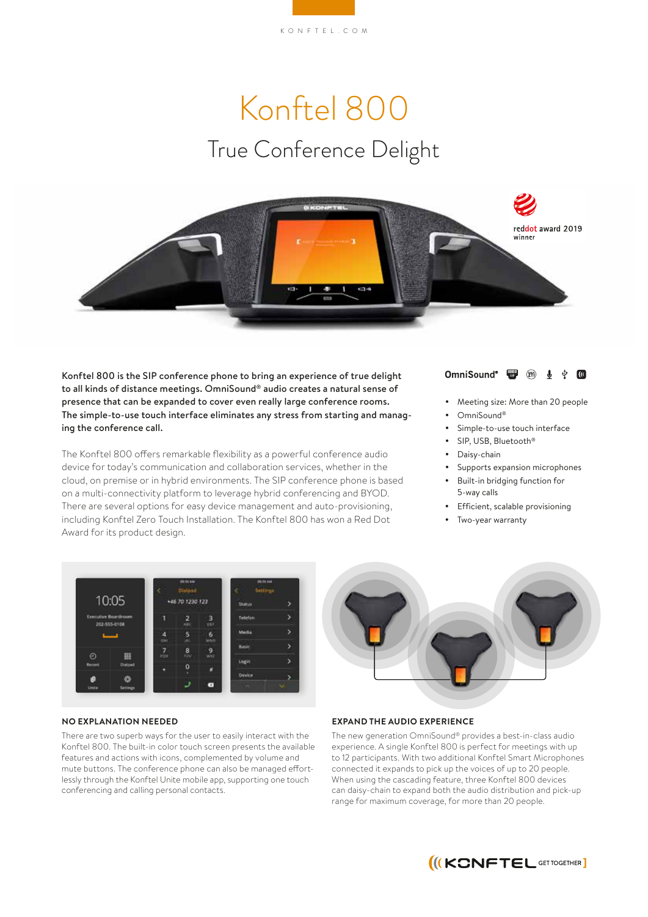KONFTEL.COM

# Konftel 800

## True Conference Delight

reddot award 2019 winner

**Konftel 800 is the SIP conference phone to bring an experience of true delight to all kinds of distance meetings. OmniSound® audio creates a natural sense of presence that can be expanded to cover even really large conference rooms. The simple-to-use touch interface eliminates any stress from starting and managing the conference call.**

The Konftel 800 offers remarkable flexibility as a powerful conference audio device for today's communication and collaboration services, whether in the cloud, on premise or in hybrid environments. The SIP conference phone is based on a multi-connectivity platform to leverage hybrid conferencing and BYOD. There are several options for easy device management and auto-provisioning, including Konftel Zero Touch Installation. The Konftel 800 has won a Red Dot Award for its product design.

**OmniSound®**

- Meeting size: More than 20 people
- OmniSound®
- Simple-to-use touch interface
- SIP, USB, Bluetooth®
- Daisy-chain
- Supports expansion microphones
- Built-in bridging function for 5-way calls
- Efficient, scalable provisioning
- Two-year warranty

### NO EXPLANATION NEEDED

There are two superb ways for the user to easily interact with the Konftel 800. The built-in color touch screen presents the available features and actions with icons, complemented by volume and mute buttons. The conference phone can also be managed effortlessly through the Konftel Unite mobile app, supporting one touch conferencing and calling personal contacts.

### EXPAND THE AUDIO EXPERIENCE

The new generation OmniSound® provides a best-in-class audio experience. A single Konftel 800 is perfect for meetings with up to 12 participants. With two additional Konftel Smart Microphones connected it expands to pick up the voices of up to 20 people. When using the cascading feature, three Konftel 800 devices can daisy-chain to expand both the audio distribution and pick-up range for maximum coverage, for more than 20 people.

KONFTEL GET TOGETHER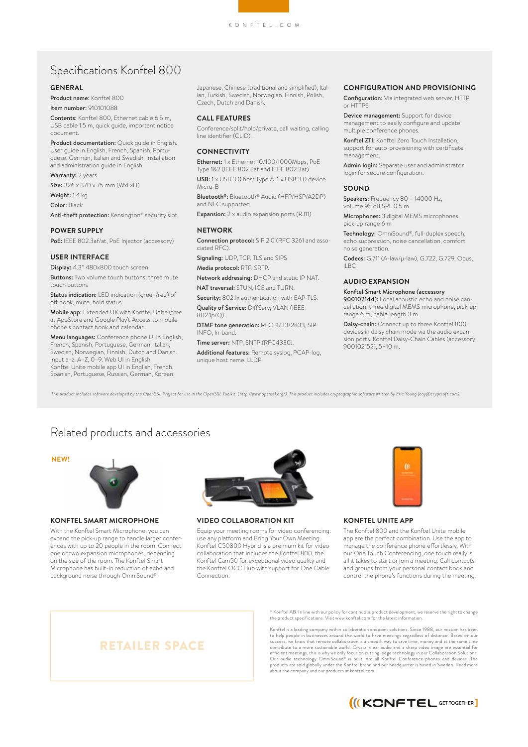# Specifications Konftel 800

## GENERAL

**Product name:** Konftel 800

**Item number:** 910101088

**Contents:** Konftel 800, Ethernet cable 6.5 m, USB cable 1.5 m, quick guide, important notice document.

**Product documentation:** Quick guide in English. User guide in English, French, Spanish, Portuguese, German, Italian and Swedish. Installation and administration guide in English.

**Warranty:** 2 years

**Size:** 326 x 370 x 75 mm (WxLxH)

**Weight:** 1.4 kg

**Color:** Black

**Anti-theft protection:** Kensington® security slot

## POWER SUPPLY

**PoE:** IEEE 802.3af/at, PoE Injector (accessory)

## USER INTERFACE

**Display:** 4.3" 480x800 touch screen

**Buttons:** Two volume touch buttons, three mute touch buttons

**Status indication:** LED indication (green/red) of off hook, mute, hold status

**Mobile app:** Extended UX with Konftel Unite (free at AppStore and Google Play). Access to mobile phone's contact book and calendar.

**Menu languages:** Conference phone UI in English, French, Spanish, Portuguese, German, Italian, Swedish, Norwegian, Finnish, Dutch and Danish. Input a–z, A–Z, 0–9. Web UI in English. Konftel Unite mobile app UI in English, French, Spanish, Portuguese, Russian, German, Korean, Japanese, Chinese (traditional and simplified), Italian, Turkish, Swedish, Norwegian, Finnish, Polish, Czech, Dutch and Danish.

## CALL FEATURES

Conference/split/hold/private, call waiting, calling line identifier (CLID).

## CONNECTIVITY

**Ethernet:** 1 x Ethernet 10/100/1000Mbps, PoE Type 1&2 (IEEE 802.3af and IEEE 802.3at)

**USB:** 1 x USB 3.0 host Type A, 1 x USB 3.0 device Micro-B

**Bluetooth®:** Bluetooth® Audio (HFP/HSP/A2DP) and NFC supported.

**Expansion:** 2 x audio expansion ports (RJ11)

## NETWORK

**Connection protocol:** SIP 2.0 (RFC 3261 and associated RFC).

**Signaling:** UDP, TCP, TLS and SIPS

**Media protocol:** RTP, SRTP.

**Network addressing:** DHCP and static IP NAT.

**NAT traversal:** STUN, ICE and TURN.

**Security:** 802.1x authentication with EAP-TLS.

**Quality of Service:** DiffServ, VLAN (IEEE 802.1p/Q).

**DTMF tone generation:** RFC 4733/2833, SIP INFO, In-band.

**Time server:** NTP, SNTP (RFC4330).

**Additional features:** Remote syslog, PCAP-log, unique host name, LLDP

## CONFIGURATION AND PROVISIONING

**Configuration:** Via integrated web server, HTTP or HTTPS

**Device management:** Support for device management to easily configure and update multiple conference phones.

**Konftel ZTI:** Konftel Zero Touch Installation, support for auto-provisioning with certificate management.

**Admin login:** Separate user and administrator login for secure configuration.

## SOUND

**Speakers:** Frequency 80 – 14000 Hz, volume 95 dB SPL 0.5 m

**Microphones:** 3 digital MEMS microphones, pick-up range 6 m

**Technology:** OmniSound®, full-duplex speech, echo suppression, noise cancellation, comfort noise generation.

**Codecs:** G.711 (A-law/μ-law), G.722, G.729, Opus, iLBC

## AUDIO EXPANSION

**Konftel Smart Microphone (accessory 900102144):** Local acoustic echo and noise cancellation, three digital MEMS microphone, pick-up range 6 m, cable length 3 m.

**Daisy-chain:** Connect up to three Konftel 800 devices in daisy chain mode via the audio expansion ports. Konftel Daisy-Chain Cables (accessory 900102152), 5+10 m.

*This product includes software developed by the OpenSSL Project for use in the OpenSSL Toolkit. (http://www.openssl.org/). This product includes cryptographic software written by Eric Young (eay@cryptsoft.com)*

# Related products and accessories

NEW!

### KONFTEL SMART MICROPHONE

With the Konftel Smart Microphone, you can expand the pick-up range to handle larger conferences with up to 20 people in the room. Connect one or two expansion microphones, depending on the size of the room. The Konftel Smart Microphone has built-in reduction of echo and background noise through OmniSound®.

### VIDEO COLLABORATION KIT

Equip your meeting rooms for video conferencing: use any platform and Bring Your Own Meeting. Konftel C50800 Hybrid is a premium kit for video collaboration that includes the Konftel 800, the Konftel Cam50 for exceptional video quality and the Konftel OCC Hub with support for One Cable Connection.

### KONFTEL UNITE APP

The Konftel 800 and the Konftel Unite mobile app are the perfect combination. Use the app to manage the conference phone effortlessly. With our One Touch Conferencing, one touch really is all it takes to start or join a meeting. Call contacts and groups from your personal contact book and control the phone's functions during the meeting.

RETAILER SPACE

© Konftel AB. In line with our policy for continuous product development, we reserve the right to change the product specifications. Visit www.konftel.com for the latest information.

Konftel is a leading company within collaboration endpoint solutions. Since 1988, our mission has been to help people in businesses around the world to have meetings regardless of distance. Based on our success, we know that remote collaboration is a smooth way to save time, money and at the same time contribute to a more sustainable world. Crystal clear audio and a sharp video image are essential for efficient meetings, this is why we only focus on cutting-edge technology in our Collaboration Solutions. Our audio technology OmniSound® is built into all Konftel Conference phones and devices. The products are sold globally under the Konftel brand and our headquarter is based in Sweden. Read more about the company and our products at konftel.com.

KONFTEL GET TOGETHER